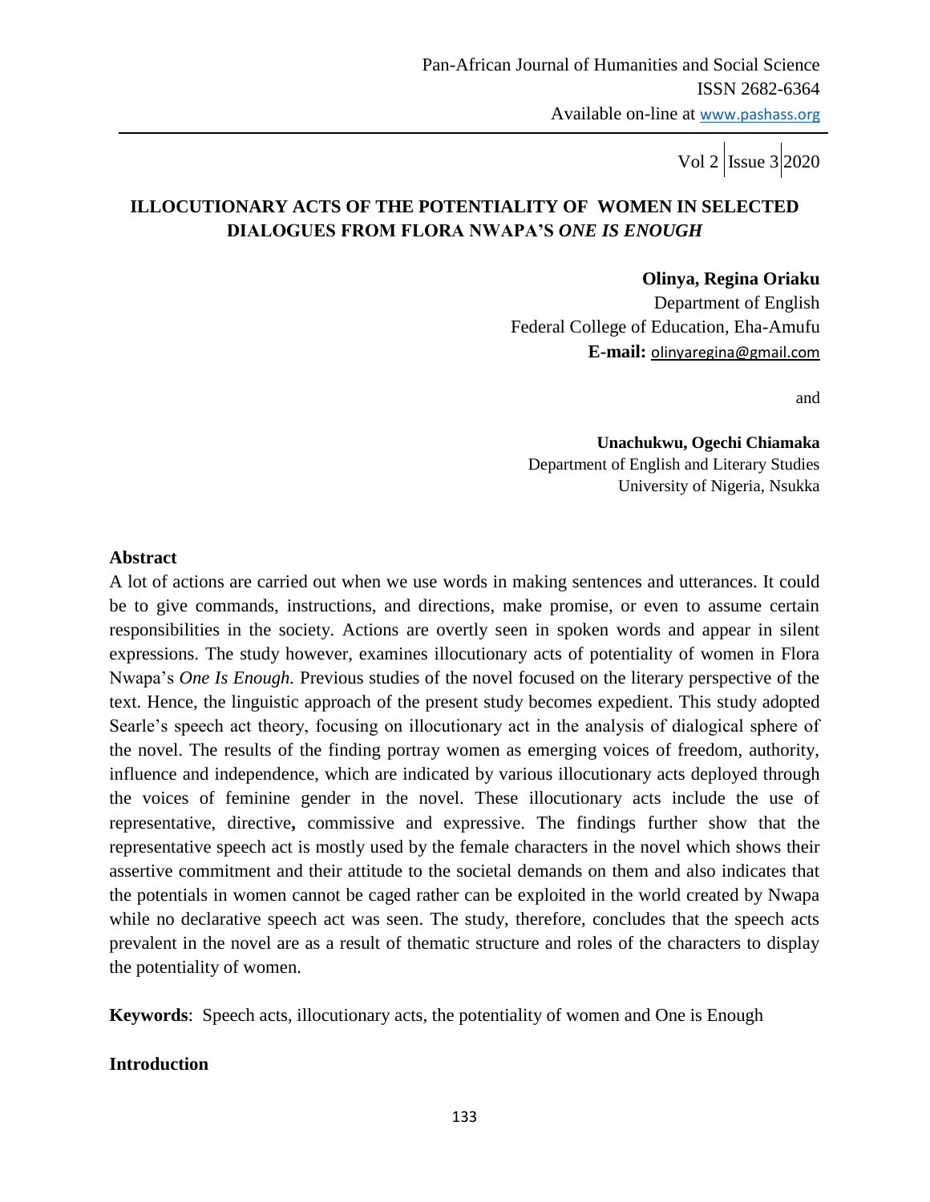# ILLOCUTIONARY ACTS OF THE POTENTIALITY OF WOMEN IN SELECTED DIALOGUES FROM FLORA NWAPA'S *ONE IS ENOUGH*

**Olinya, Regina Oriaku**
Department of English
Federal College of Education, Eha-Amufu
**E-mail:** olinyaregina@gmail.com

and

**Unachukwu, Ogechi Chiamaka**
Department of English and Literary Studies
University of Nigeria, Nsukka

## Abstract

A lot of actions are carried out when we use words in making sentences and utterances. It could be to give commands, instructions, and directions, make promise, or even to assume certain responsibilities in the society. Actions are overtly seen in spoken words and appear in silent expressions. The study however, examines illocutionary acts of potentiality of women in Flora Nwapa's *One Is Enough.* Previous studies of the novel focused on the literary perspective of the text. Hence, the linguistic approach of the present study becomes expedient. This study adopted Searle's speech act theory, focusing on illocutionary act in the analysis of dialogical sphere of the novel. The results of the finding portray women as emerging voices of freedom, authority, influence and independence, which are indicated by various illocutionary acts deployed through the voices of feminine gender in the novel. These illocutionary acts include the use of representative, directive**,** commissive and expressive. The findings further show that the representative speech act is mostly used by the female characters in the novel which shows their assertive commitment and their attitude to the societal demands on them and also indicates that the potentials in women cannot be caged rather can be exploited in the world created by Nwapa while no declarative speech act was seen. The study, therefore, concludes that the speech acts prevalent in the novel are as a result of thematic structure and roles of the characters to display the potentiality of women.

**Keywords**: Speech acts, illocutionary acts, the potentiality of women and One is Enough

## Introduction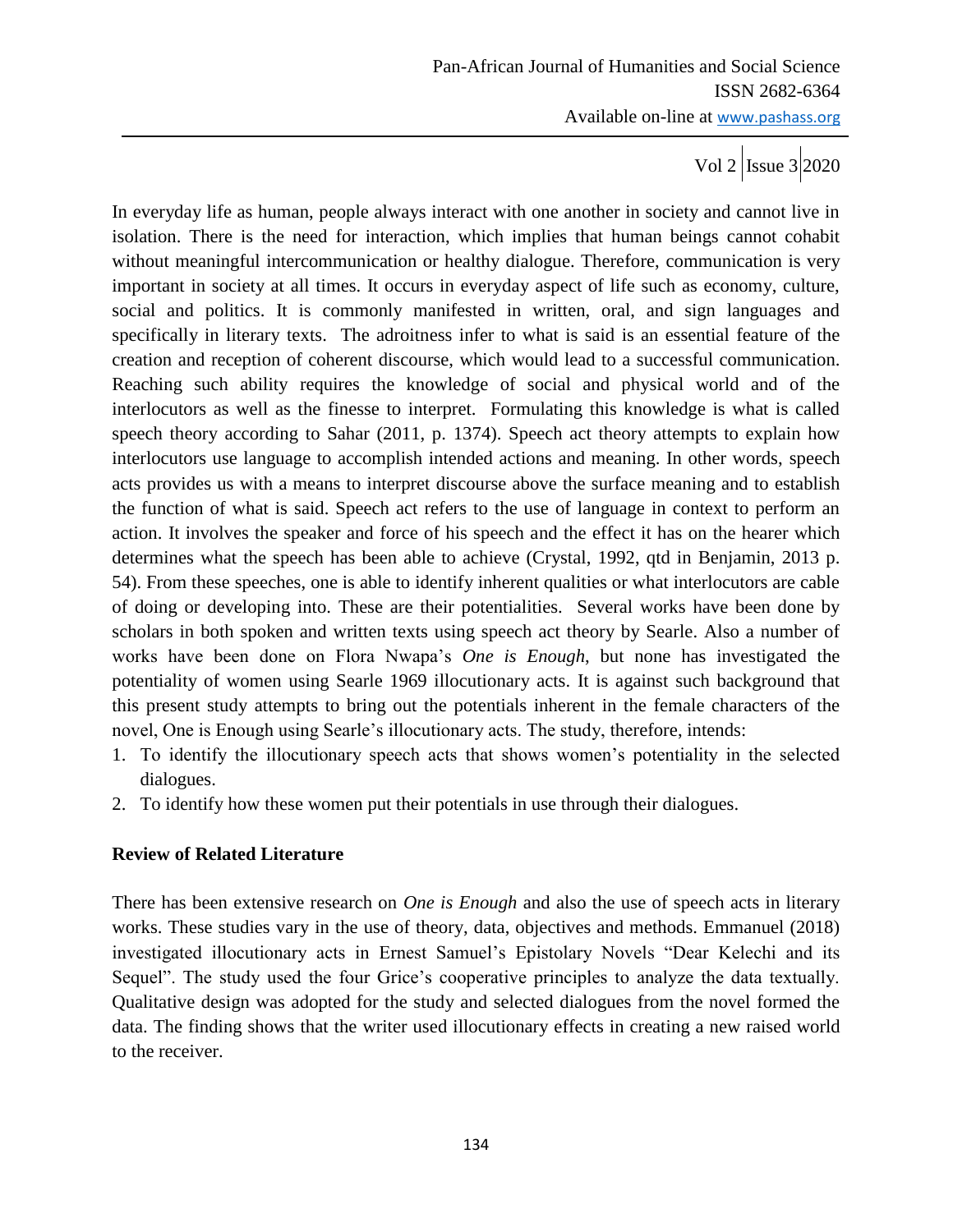In everyday life as human, people always interact with one another in society and cannot live in isolation. There is the need for interaction, which implies that human beings cannot cohabit without meaningful intercommunication or healthy dialogue. Therefore, communication is very important in society at all times. It occurs in everyday aspect of life such as economy, culture, social and politics. It is commonly manifested in written, oral, and sign languages and specifically in literary texts. The adroitness infer to what is said is an essential feature of the creation and reception of coherent discourse, which would lead to a successful communication. Reaching such ability requires the knowledge of social and physical world and of the interlocutors as well as the finesse to interpret. Formulating this knowledge is what is called speech theory according to Sahar (2011, p. 1374). Speech act theory attempts to explain how interlocutors use language to accomplish intended actions and meaning. In other words, speech acts provides us with a means to interpret discourse above the surface meaning and to establish the function of what is said. Speech act refers to the use of language in context to perform an action. It involves the speaker and force of his speech and the effect it has on the hearer which determines what the speech has been able to achieve (Crystal, 1992, qtd in Benjamin, 2013 p. 54). From these speeches, one is able to identify inherent qualities or what interlocutors are cable of doing or developing into. These are their potentialities. Several works have been done by scholars in both spoken and written texts using speech act theory by Searle. Also a number of works have been done on Flora Nwapa's *One is Enough*, but none has investigated the potentiality of women using Searle 1969 illocutionary acts. It is against such background that this present study attempts to bring out the potentials inherent in the female characters of the novel, One is Enough using Searle's illocutionary acts. The study, therefore, intends:

1. To identify the illocutionary speech acts that shows women's potentiality in the selected dialogues.
2. To identify how these women put their potentials in use through their dialogues.

**Review of Related Literature**

There has been extensive research on *One is Enough* and also the use of speech acts in literary works. These studies vary in the use of theory, data, objectives and methods. Emmanuel (2018) investigated illocutionary acts in Ernest Samuel's Epistolary Novels "Dear Kelechi and its Sequel". The study used the four Grice's cooperative principles to analyze the data textually. Qualitative design was adopted for the study and selected dialogues from the novel formed the data. The finding shows that the writer used illocutionary effects in creating a new raised world to the receiver.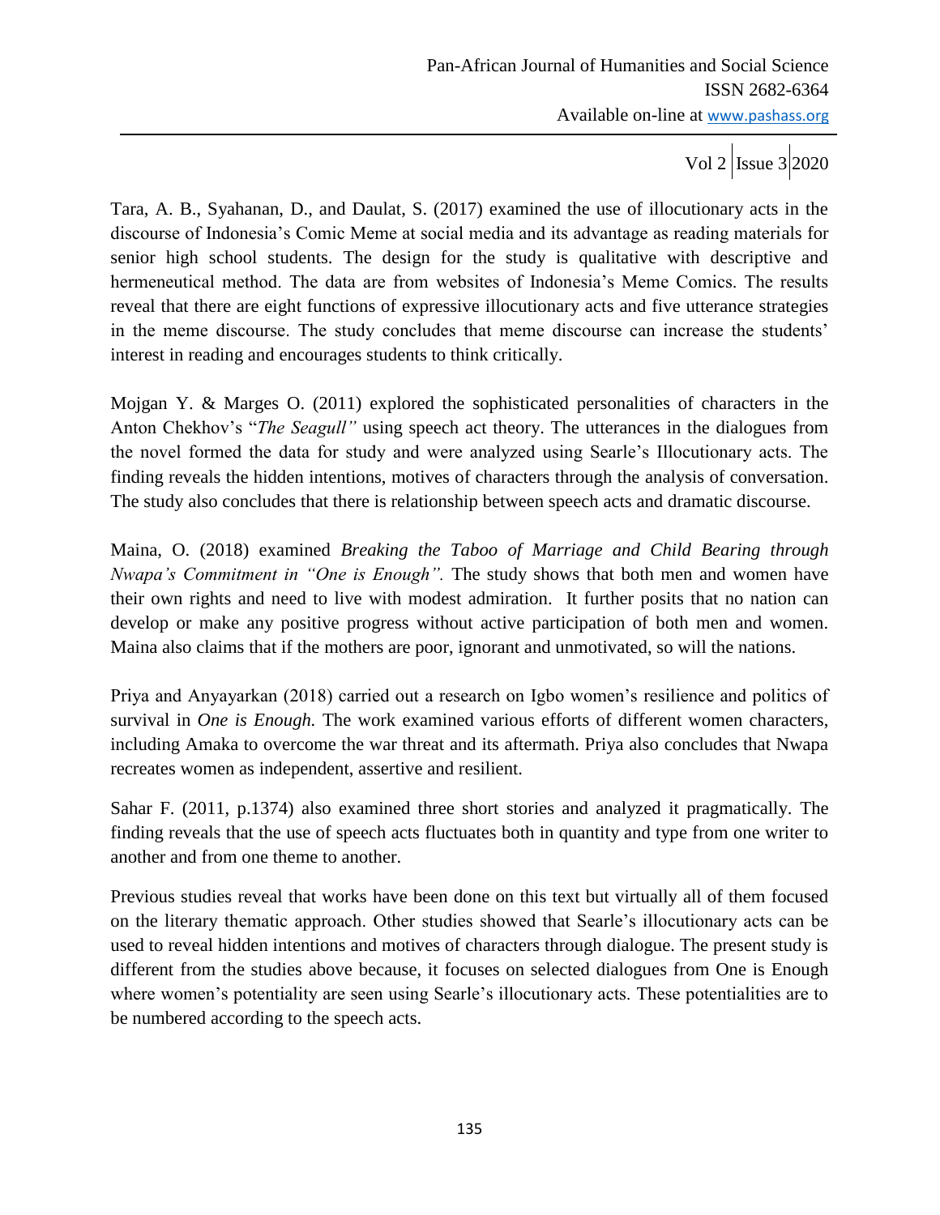Tara, A. B., Syahanan, D., and Daulat, S. (2017) examined the use of illocutionary acts in the discourse of Indonesia's Comic Meme at social media and its advantage as reading materials for senior high school students. The design for the study is qualitative with descriptive and hermeneutical method. The data are from websites of Indonesia's Meme Comics. The results reveal that there are eight functions of expressive illocutionary acts and five utterance strategies in the meme discourse. The study concludes that meme discourse can increase the students' interest in reading and encourages students to think critically.

Mojgan Y. & Marges O. (2011) explored the sophisticated personalities of characters in the Anton Chekhov's "*The Seagull"* using speech act theory. The utterances in the dialogues from the novel formed the data for study and were analyzed using Searle's Illocutionary acts. The finding reveals the hidden intentions, motives of characters through the analysis of conversation. The study also concludes that there is relationship between speech acts and dramatic discourse.

Maina, O. (2018) examined *Breaking the Taboo of Marriage and Child Bearing through Nwapa's Commitment in "One is Enough".* The study shows that both men and women have their own rights and need to live with modest admiration. It further posits that no nation can develop or make any positive progress without active participation of both men and women. Maina also claims that if the mothers are poor, ignorant and unmotivated, so will the nations.

Priya and Anyayarkan (2018) carried out a research on Igbo women's resilience and politics of survival in *One is Enough.* The work examined various efforts of different women characters, including Amaka to overcome the war threat and its aftermath. Priya also concludes that Nwapa recreates women as independent, assertive and resilient.

Sahar F. (2011, p.1374) also examined three short stories and analyzed it pragmatically. The finding reveals that the use of speech acts fluctuates both in quantity and type from one writer to another and from one theme to another.

Previous studies reveal that works have been done on this text but virtually all of them focused on the literary thematic approach. Other studies showed that Searle's illocutionary acts can be used to reveal hidden intentions and motives of characters through dialogue. The present study is different from the studies above because, it focuses on selected dialogues from One is Enough where women's potentiality are seen using Searle's illocutionary acts. These potentialities are to be numbered according to the speech acts.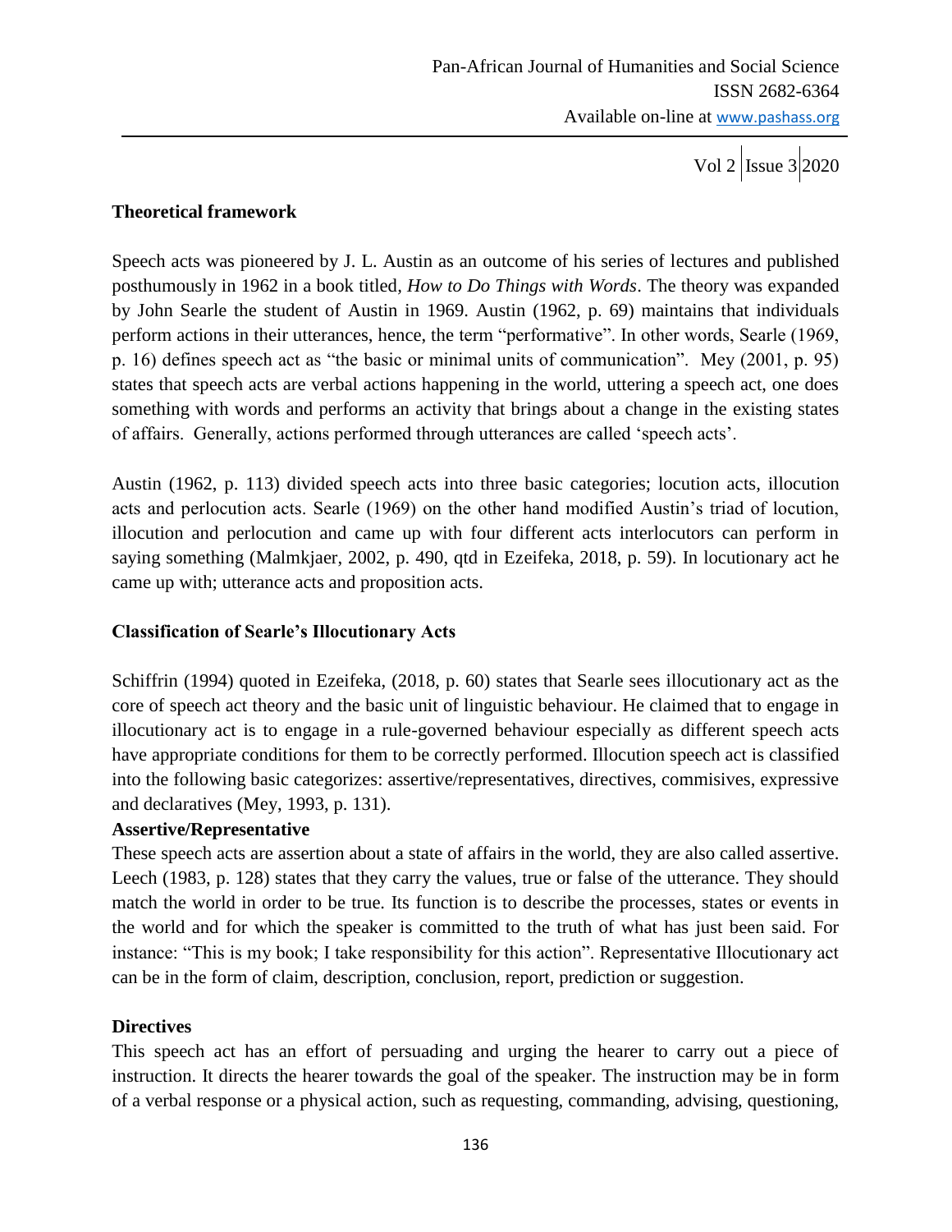## Theoretical framework

Speech acts was pioneered by J. L. Austin as an outcome of his series of lectures and published posthumously in 1962 in a book titled, *How to Do Things with Words*. The theory was expanded by John Searle the student of Austin in 1969. Austin (1962, p. 69) maintains that individuals perform actions in their utterances, hence, the term "performative". In other words, Searle (1969, p. 16) defines speech act as "the basic or minimal units of communication". Mey (2001, p. 95) states that speech acts are verbal actions happening in the world, uttering a speech act, one does something with words and performs an activity that brings about a change in the existing states of affairs. Generally, actions performed through utterances are called 'speech acts'.

Austin (1962, p. 113) divided speech acts into three basic categories; locution acts, illocution acts and perlocution acts. Searle (1969) on the other hand modified Austin's triad of locution, illocution and perlocution and came up with four different acts interlocutors can perform in saying something (Malmkjaer, 2002, p. 490, qtd in Ezeifeka, 2018, p. 59). In locutionary act he came up with; utterance acts and proposition acts.

## Classification of Searle's Illocutionary Acts

Schiffrin (1994) quoted in Ezeifeka, (2018, p. 60) states that Searle sees illocutionary act as the core of speech act theory and the basic unit of linguistic behaviour. He claimed that to engage in illocutionary act is to engage in a rule-governed behaviour especially as different speech acts have appropriate conditions for them to be correctly performed. Illocution speech act is classified into the following basic categorizes: assertive/representatives, directives, commisives, expressive and declaratives (Mey, 1993, p. 131).

### Assertive/Representative

These speech acts are assertion about a state of affairs in the world, they are also called assertive. Leech (1983, p. 128) states that they carry the values, true or false of the utterance. They should match the world in order to be true. Its function is to describe the processes, states or events in the world and for which the speaker is committed to the truth of what has just been said. For instance: "This is my book; I take responsibility for this action". Representative Illocutionary act can be in the form of claim, description, conclusion, report, prediction or suggestion.

### Directives

This speech act has an effort of persuading and urging the hearer to carry out a piece of instruction. It directs the hearer towards the goal of the speaker. The instruction may be in form of a verbal response or a physical action, such as requesting, commanding, advising, questioning,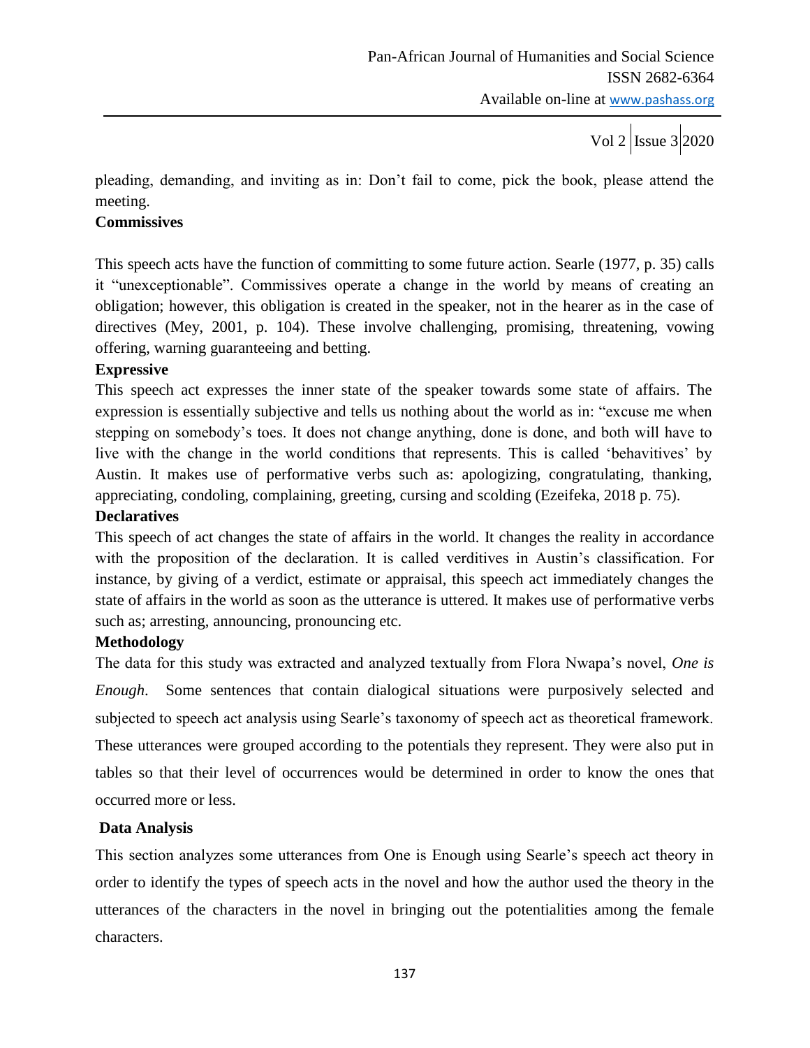pleading, demanding, and inviting as in: Don't fail to come, pick the book, please attend the meeting.

**Commissives**

This speech acts have the function of committing to some future action. Searle (1977, p. 35) calls it "unexceptionable". Commissives operate a change in the world by means of creating an obligation; however, this obligation is created in the speaker, not in the hearer as in the case of directives (Mey, 2001, p. 104). These involve challenging, promising, threatening, vowing offering, warning guaranteeing and betting.

**Expressive**

This speech act expresses the inner state of the speaker towards some state of affairs. The expression is essentially subjective and tells us nothing about the world as in: "excuse me when stepping on somebody's toes. It does not change anything, done is done, and both will have to live with the change in the world conditions that represents. This is called 'behavitives' by Austin. It makes use of performative verbs such as: apologizing, congratulating, thanking, appreciating, condoling, complaining, greeting, cursing and scolding (Ezeifeka, 2018 p. 75).

**Declaratives**

This speech of act changes the state of affairs in the world. It changes the reality in accordance with the proposition of the declaration. It is called verditives in Austin's classification. For instance, by giving of a verdict, estimate or appraisal, this speech act immediately changes the state of affairs in the world as soon as the utterance is uttered. It makes use of performative verbs such as; arresting, announcing, pronouncing etc.

**Methodology**

The data for this study was extracted and analyzed textually from Flora Nwapa's novel, *One is Enough*. Some sentences that contain dialogical situations were purposively selected and subjected to speech act analysis using Searle's taxonomy of speech act as theoretical framework. These utterances were grouped according to the potentials they represent. They were also put in tables so that their level of occurrences would be determined in order to know the ones that occurred more or less.

**Data Analysis**

This section analyzes some utterances from One is Enough using Searle's speech act theory in order to identify the types of speech acts in the novel and how the author used the theory in the utterances of the characters in the novel in bringing out the potentialities among the female characters.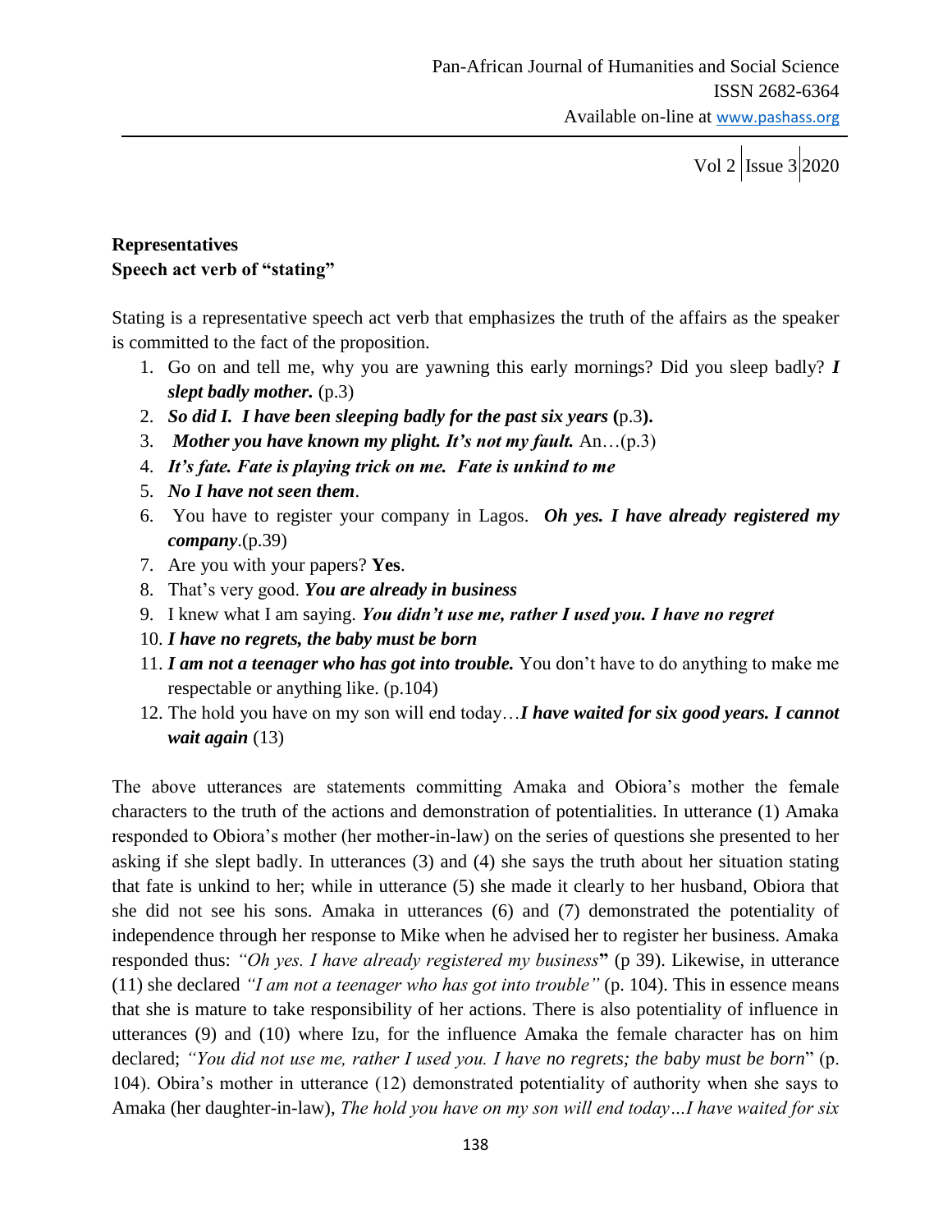**Representatives**
**Speech act verb of "stating"**

Stating is a representative speech act verb that emphasizes the truth of the affairs as the speaker is committed to the fact of the proposition.

1. Go on and tell me, why you are yawning this early mornings? Did you sleep badly? ***I slept badly mother.*** (p.3)
2. ***So did I. I have been sleeping badly for the past six years*** **(**p.3**).**
3. ***Mother you have known my plight. It's not my fault.*** An…(p.3)
4. ***It's fate. Fate is playing trick on me. Fate is unkind to me***
5. ***No I have not seen them***.
6. You have to register your company in Lagos. ***Oh yes. I have already registered my company***.(p.39)
7. Are you with your papers? **Yes**.
8. That's very good. ***You are already in business***
9. I knew what I am saying. ***You didn't use me, rather I used you. I have no regret***
10. ***I have no regrets, the baby must be born***
11. ***I am not a teenager who has got into trouble.*** You don't have to do anything to make me respectable or anything like. (p.104)
12. The hold you have on my son will end today…***I have waited for six good years. I cannot wait again*** (13)

The above utterances are statements committing Amaka and Obiora's mother the female characters to the truth of the actions and demonstration of potentialities. In utterance (1) Amaka responded to Obiora's mother (her mother-in-law) on the series of questions she presented to her asking if she slept badly. In utterances (3) and (4) she says the truth about her situation stating that fate is unkind to her; while in utterance (5) she made it clearly to her husband, Obiora that she did not see his sons. Amaka in utterances (6) and (7) demonstrated the potentiality of independence through her response to Mike when he advised her to register her business. Amaka responded thus: *"Oh yes. I have already registered my business*" (p 39). Likewise, in utterance (11) she declared *"I am not a teenager who has got into trouble"* (p. 104). This in essence means that she is mature to take responsibility of her actions. There is also potentiality of influence in utterances (9) and (10) where Izu, for the influence Amaka the female character has on him declared; *"You did not use me, rather I used you. I have no regrets; the baby must be born*" (p. 104). Obira's mother in utterance (12) demonstrated potentiality of authority when she says to Amaka (her daughter-in-law), *The hold you have on my son will end today…I have waited for six*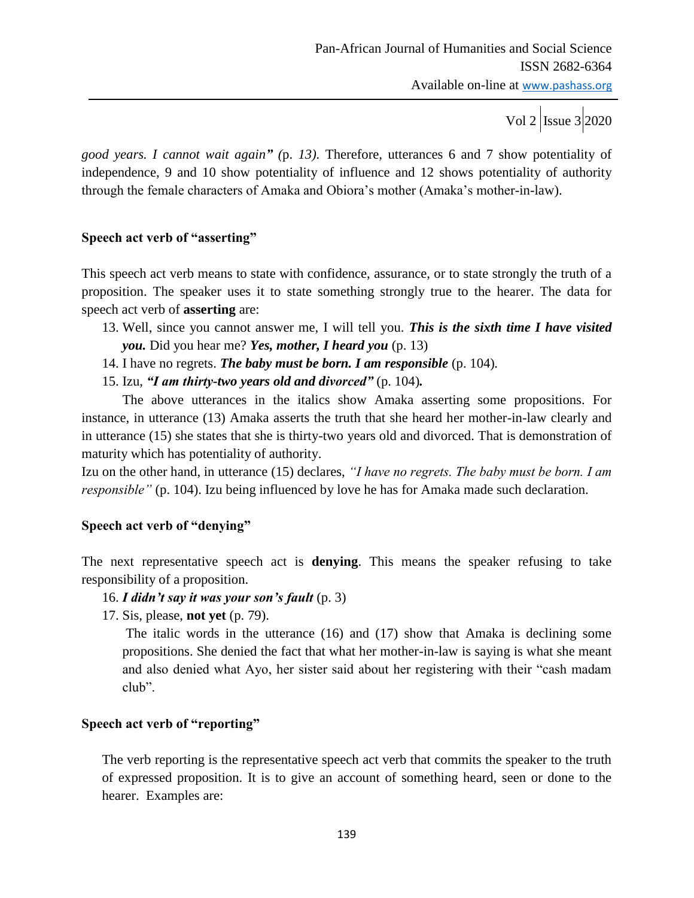*good years. I cannot wait again**"** (*p. *13).* Therefore, utterances 6 and 7 show potentiality of independence, 9 and 10 show potentiality of influence and 12 shows potentiality of authority through the female characters of Amaka and Obiora's mother (Amaka's mother-in-law).

**Speech act verb of "asserting"**

This speech act verb means to state with confidence, assurance, or to state strongly the truth of a proposition. The speaker uses it to state something strongly true to the hearer. The data for speech act verb of **asserting** are:

13. Well, since you cannot answer me, I will tell you. ***This is the sixth time I have visited you.*** Did you hear me? ***Yes, mother, I heard you*** (p. 13)
14. I have no regrets. ***The baby must be born. I am responsible*** (p. 104)*.*
15. Izu, ***"I am thirty-two years old and divorced"*** (p. 104)***.***

The above utterances in the italics show Amaka asserting some propositions. For instance, in utterance (13) Amaka asserts the truth that she heard her mother-in-law clearly and in utterance (15) she states that she is thirty-two years old and divorced. That is demonstration of maturity which has potentiality of authority.

Izu on the other hand, in utterance (15) declares, *"I have no regrets. The baby must be born. I am responsible"* (p. 104). Izu being influenced by love he has for Amaka made such declaration.

**Speech act verb of "denying"**

The next representative speech act is **denying**. This means the speaker refusing to take responsibility of a proposition.

16. ***I didn't say it was your son's fault*** (p. 3)
17. Sis, please, **not yet** (p. 79).

The italic words in the utterance (16) and (17) show that Amaka is declining some propositions. She denied the fact that what her mother-in-law is saying is what she meant and also denied what Ayo, her sister said about her registering with their "cash madam club".

**Speech act verb of "reporting"**

The verb reporting is the representative speech act verb that commits the speaker to the truth of expressed proposition. It is to give an account of something heard, seen or done to the hearer. Examples are: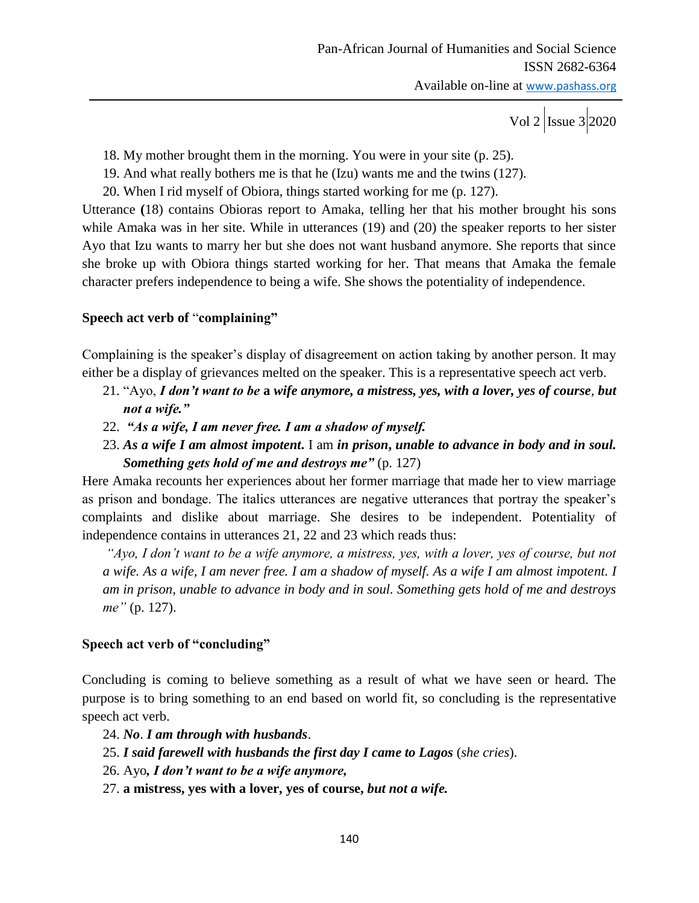18. My mother brought them in the morning. You were in your site (p. 25).
19. And what really bothers me is that he (Izu) wants me and the twins (127).
20. When I rid myself of Obiora, things started working for me (p. 127).

Utterance **(**18) contains Obioras report to Amaka, telling her that his mother brought his sons while Amaka was in her site. While in utterances (19) and (20) the speaker reports to her sister Ayo that Izu wants to marry her but she does not want husband anymore. She reports that since she broke up with Obiora things started working for her. That means that Amaka the female character prefers independence to being a wife. She shows the potentiality of independence.

**Speech act verb of** "**complaining"**

Complaining is the speaker's display of disagreement on action taking by another person. It may either be a display of grievances melted on the speaker. This is a representative speech act verb.

21. "Ayo, ***I don't want to be*** **a** ***wife anymore, a mistress, yes, with a lover, yes of course***, ***but not a wife."***
22. ***"As a wife, I am never free. I am a shadow of myself.***
23. ***As a wife I am almost impotent.*** I am ***in prison, unable to advance in body and in soul. Something gets hold of me and destroys me"*** (p. 127)

Here Amaka recounts her experiences about her former marriage that made her to view marriage as prison and bondage. The italics utterances are negative utterances that portray the speaker's complaints and dislike about marriage. She desires to be independent. Potentiality of independence contains in utterances 21, 22 and 23 which reads thus:

*"Ayo, I don't want to be a wife anymore, a mistress, yes, with a lover, yes of course, but not a wife. As a wife, I am never free. I am a shadow of myself. As a wife I am almost impotent. I am in prison, unable to advance in body and in soul. Something gets hold of me and destroys me"* (p. 127).

**Speech act verb of "concluding"**

Concluding is coming to believe something as a result of what we have seen or heard. The purpose is to bring something to an end based on world fit, so concluding is the representative speech act verb.

24. ***No***. ***I am through with husbands***.
25. ***I said farewell with husbands the first day I came to Lagos*** (*she cries*).
26. Ayo***, I don't want to be a wife anymore,***
27. **a mistress, yes with a lover, yes of course,** ***but not a wife.***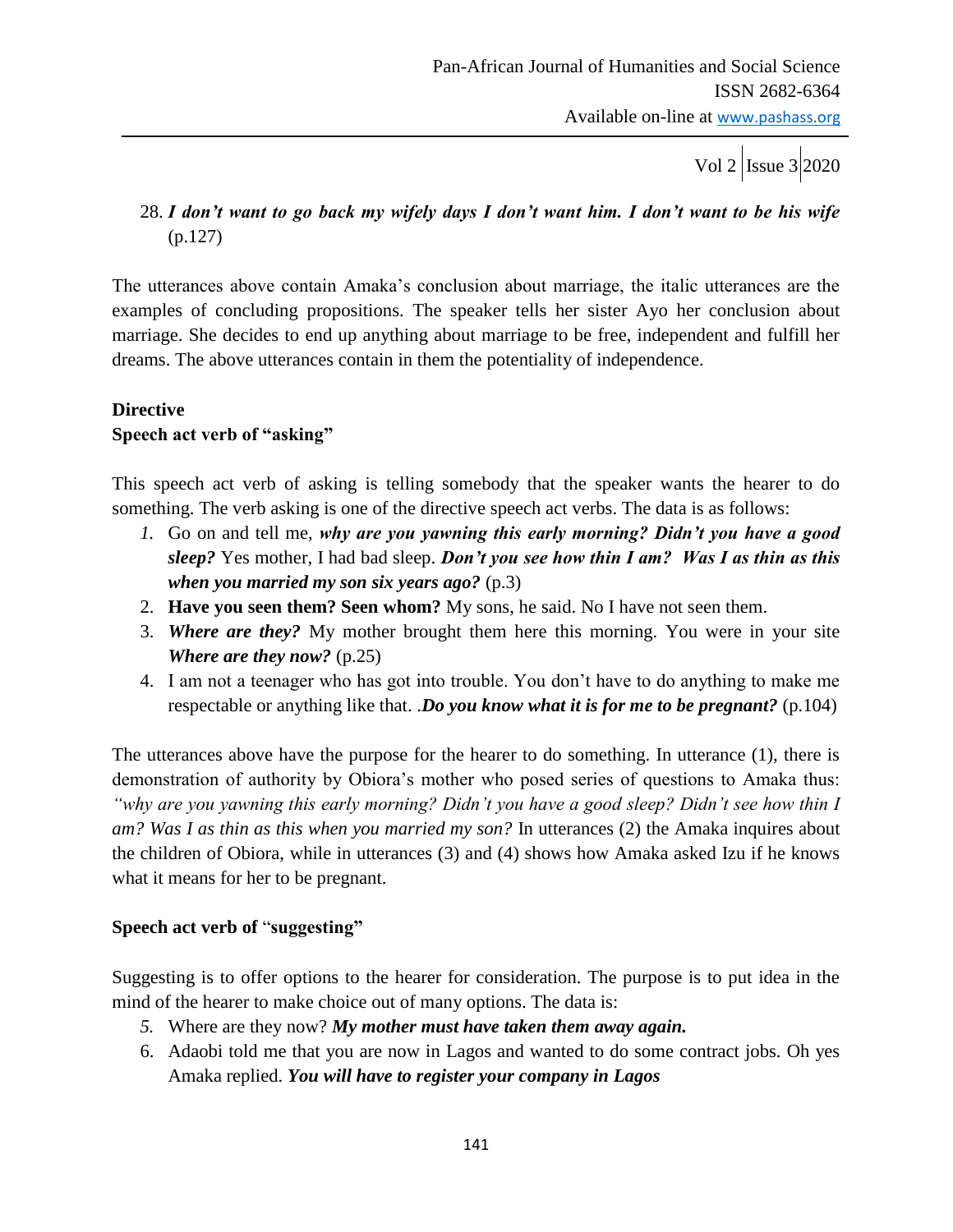28. ***I don't want to go back my wifely days I don't want him. I don't want to be his wife*** (p.127)

The utterances above contain Amaka's conclusion about marriage, the italic utterances are the examples of concluding propositions. The speaker tells her sister Ayo her conclusion about marriage. She decides to end up anything about marriage to be free, independent and fulfill her dreams. The above utterances contain in them the potentiality of independence.

**Directive**

**Speech act verb of "asking"**

This speech act verb of asking is telling somebody that the speaker wants the hearer to do something. The verb asking is one of the directive speech act verbs. The data is as follows:

1. Go on and tell me, ***why are you yawning this early morning? Didn't you have a good sleep?*** Yes mother, I had bad sleep. ***Don't you see how thin I am? Was I as thin as this when you married my son six years ago?*** (p.3)
2. **Have you seen them? Seen whom?** My sons, he said. No I have not seen them.
3. ***Where are they?*** My mother brought them here this morning. You were in your site ***Where are they now?*** (p.25)
4. I am not a teenager who has got into trouble. You don't have to do anything to make me respectable or anything like that. .***Do you know what it is for me to be pregnant?*** (p.104)

The utterances above have the purpose for the hearer to do something. In utterance (1), there is demonstration of authority by Obiora's mother who posed series of questions to Amaka thus: *"why are you yawning this early morning? Didn't you have a good sleep? Didn't see how thin I am? Was I as thin as this when you married my son?* In utterances (2) the Amaka inquires about the children of Obiora, while in utterances (3) and (4) shows how Amaka asked Izu if he knows what it means for her to be pregnant.

**Speech act verb of "suggesting"**

Suggesting is to offer options to the hearer for consideration. The purpose is to put idea in the mind of the hearer to make choice out of many options. The data is:

5. Where are they now? ***My mother must have taken them away again.***
6. Adaobi told me that you are now in Lagos and wanted to do some contract jobs. Oh yes Amaka replied. ***You will have to register your company in Lagos***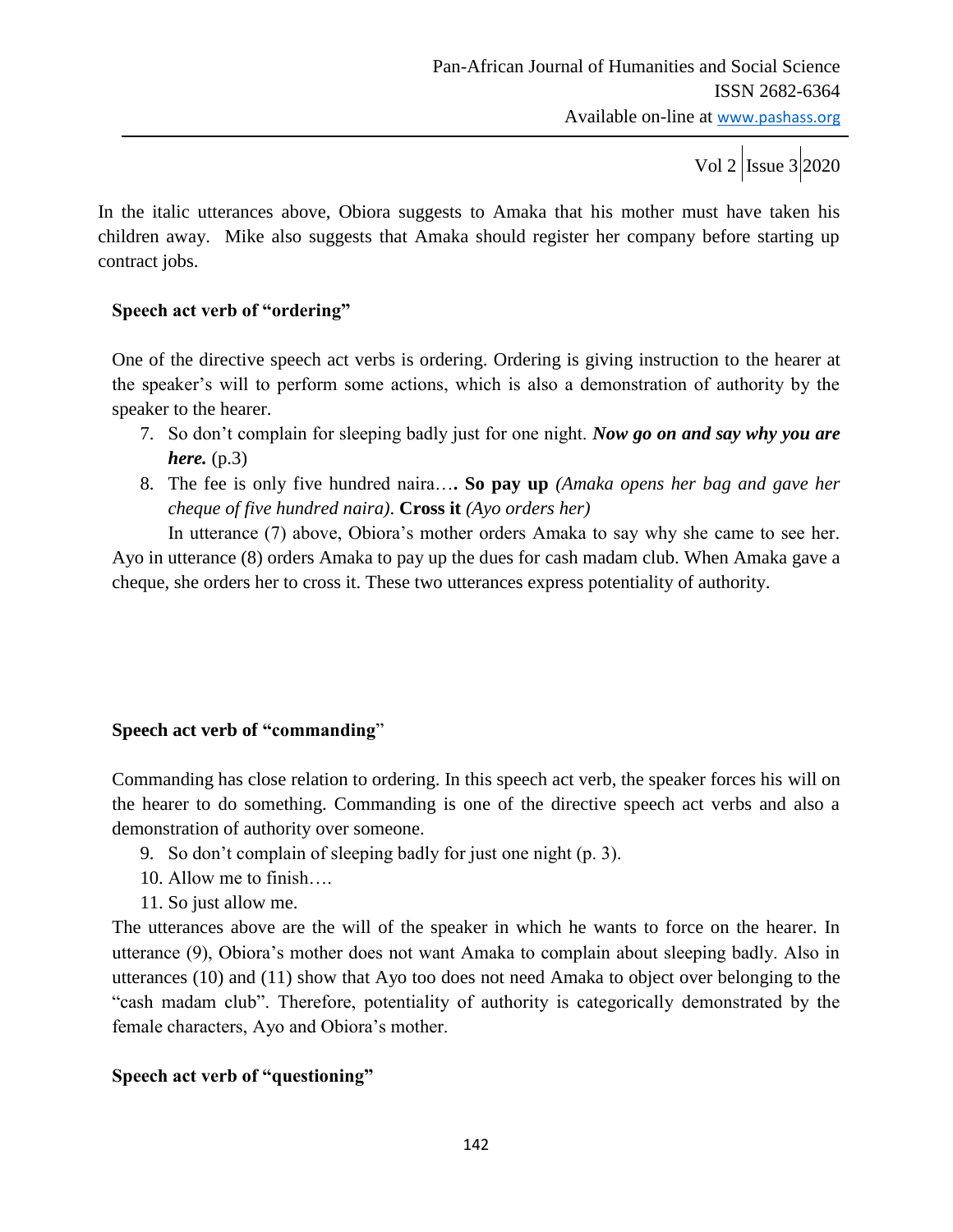In the italic utterances above, Obiora suggests to Amaka that his mother must have taken his children away. Mike also suggests that Amaka should register her company before starting up contract jobs.

**Speech act verb of "ordering"**

One of the directive speech act verbs is ordering. Ordering is giving instruction to the hearer at the speaker's will to perform some actions, which is also a demonstration of authority by the speaker to the hearer.

7. So don't complain for sleeping badly just for one night. ***Now go on and say why you are here.*** (p.3)
8. The fee is only five hundred naira…**. So pay up** *(Amaka opens her bag and gave her cheque of five hundred naira)*. **Cross it** *(Ayo orders her)*

In utterance (7) above, Obiora's mother orders Amaka to say why she came to see her. Ayo in utterance (8) orders Amaka to pay up the dues for cash madam club. When Amaka gave a cheque, she orders her to cross it. These two utterances express potentiality of authority.

**Speech act verb of "commanding"**

Commanding has close relation to ordering. In this speech act verb, the speaker forces his will on the hearer to do something. Commanding is one of the directive speech act verbs and also a demonstration of authority over someone.

9. So don't complain of sleeping badly for just one night (p. 3).
10. Allow me to finish….
11. So just allow me.

The utterances above are the will of the speaker in which he wants to force on the hearer. In utterance (9), Obiora's mother does not want Amaka to complain about sleeping badly. Also in utterances (10) and (11) show that Ayo too does not need Amaka to object over belonging to the "cash madam club". Therefore, potentiality of authority is categorically demonstrated by the female characters, Ayo and Obiora's mother.

**Speech act verb of "questioning"**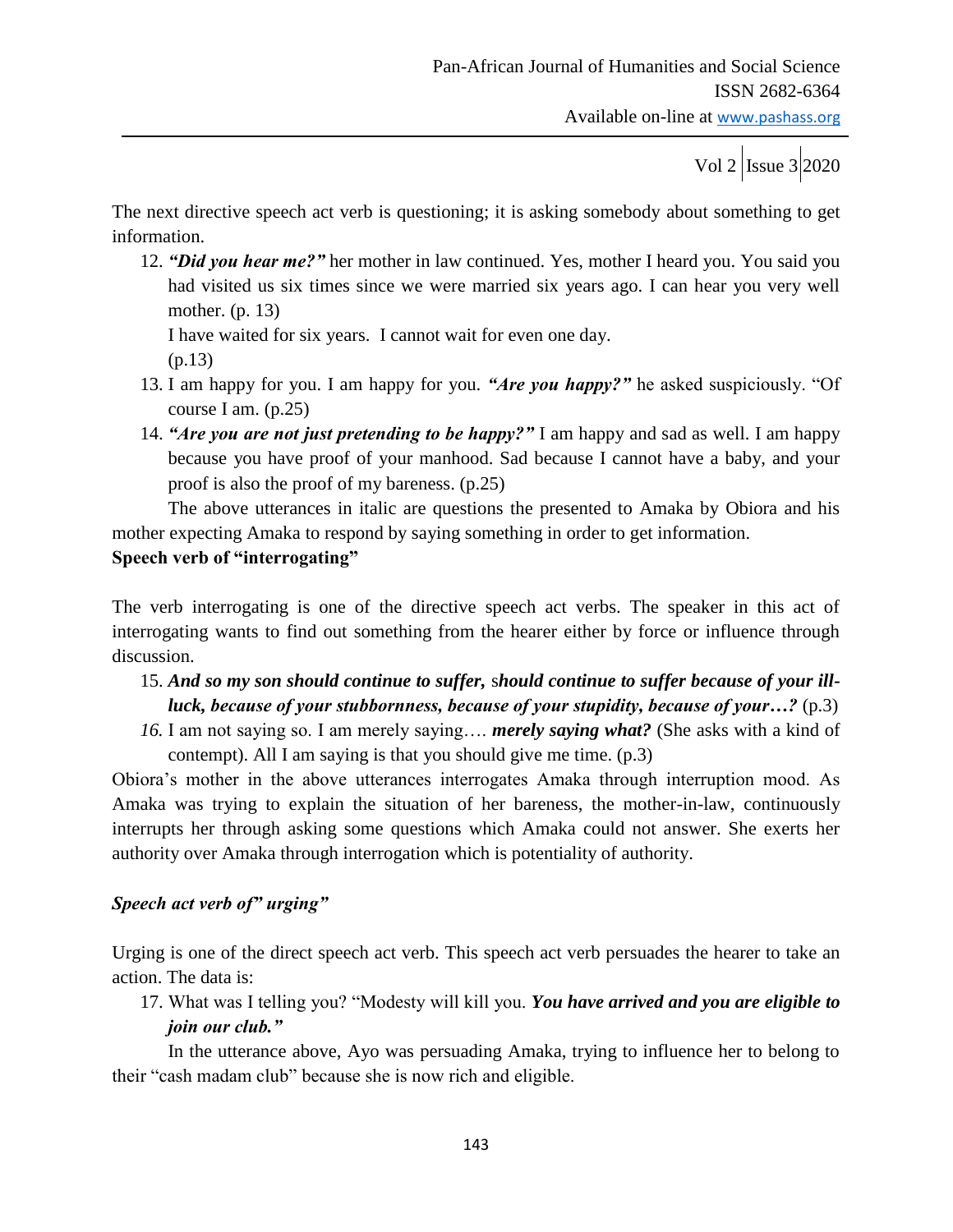The next directive speech act verb is questioning; it is asking somebody about something to get information.

12. ***"Did you hear me?"*** her mother in law continued. Yes, mother I heard you. You said you had visited us six times since we were married six years ago. I can hear you very well mother. (p. 13)

    I have waited for six years. I cannot wait for even one day.

    (p.13)
13. I am happy for you. I am happy for you. ***"Are you happy?"*** he asked suspiciously. "Of course I am. (p.25)
14. ***"Are you are not just pretending to be happy?"*** I am happy and sad as well. I am happy because you have proof of your manhood. Sad because I cannot have a baby, and your proof is also the proof of my bareness. (p.25)

The above utterances in italic are questions the presented to Amaka by Obiora and his mother expecting Amaka to respond by saying something in order to get information.

**Speech verb of "interrogating"**

The verb interrogating is one of the directive speech act verbs. The speaker in this act of interrogating wants to find out something from the hearer either by force or influence through discussion.

15. ***And so my son should continue to suffer, should continue to suffer because of your ill-luck, because of your stubbornness, because of your stupidity, because of your…?*** (p.3)
16. I am not saying so. I am merely saying…. ***merely saying what?*** (She asks with a kind of contempt). All I am saying is that you should give me time. (p.3)

Obiora's mother in the above utterances interrogates Amaka through interruption mood. As Amaka was trying to explain the situation of her bareness, the mother-in-law, continuously interrupts her through asking some questions which Amaka could not answer. She exerts her authority over Amaka through interrogation which is potentiality of authority.

***Speech act verb of" urging"***

Urging is one of the direct speech act verb. This speech act verb persuades the hearer to take an action. The data is:

17. What was I telling you? "Modesty will kill you. ***You have arrived and you are eligible to join our club."***

In the utterance above, Ayo was persuading Amaka, trying to influence her to belong to their "cash madam club" because she is now rich and eligible.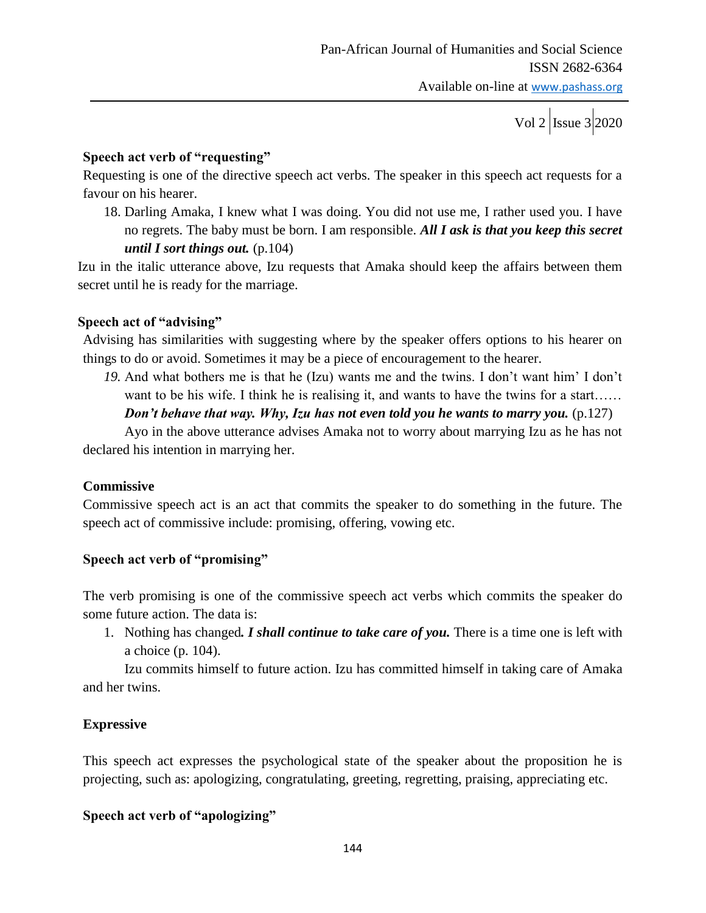**Speech act verb of "requesting"**

Requesting is one of the directive speech act verbs. The speaker in this speech act requests for a favour on his hearer.

18. Darling Amaka, I knew what I was doing. You did not use me, I rather used you. I have no regrets. The baby must be born. I am responsible. ***All I ask is that you keep this secret until I sort things out.*** (p.104)

Izu in the italic utterance above, Izu requests that Amaka should keep the affairs between them secret until he is ready for the marriage.

**Speech act of "advising"**

Advising has similarities with suggesting where by the speaker offers options to his hearer on things to do or avoid. Sometimes it may be a piece of encouragement to the hearer.

*19.* And what bothers me is that he (Izu) wants me and the twins. I don't want him' I don't want to be his wife. I think he is realising it, and wants to have the twins for a start…… ***Don't behave that way. Why, Izu has not even told you he wants to marry you.*** (p.127)

Ayo in the above utterance advises Amaka not to worry about marrying Izu as he has not declared his intention in marrying her.

**Commissive**

Commissive speech act is an act that commits the speaker to do something in the future. The speech act of commissive include: promising, offering, vowing etc.

**Speech act verb of "promising"**

The verb promising is one of the commissive speech act verbs which commits the speaker do some future action. The data is:

1. Nothing has changed***. I shall continue to take care of you.*** There is a time one is left with a choice (p. 104).

Izu commits himself to future action. Izu has committed himself in taking care of Amaka and her twins.

**Expressive**

This speech act expresses the psychological state of the speaker about the proposition he is projecting, such as: apologizing, congratulating, greeting, regretting, praising, appreciating etc.

**Speech act verb of "apologizing"**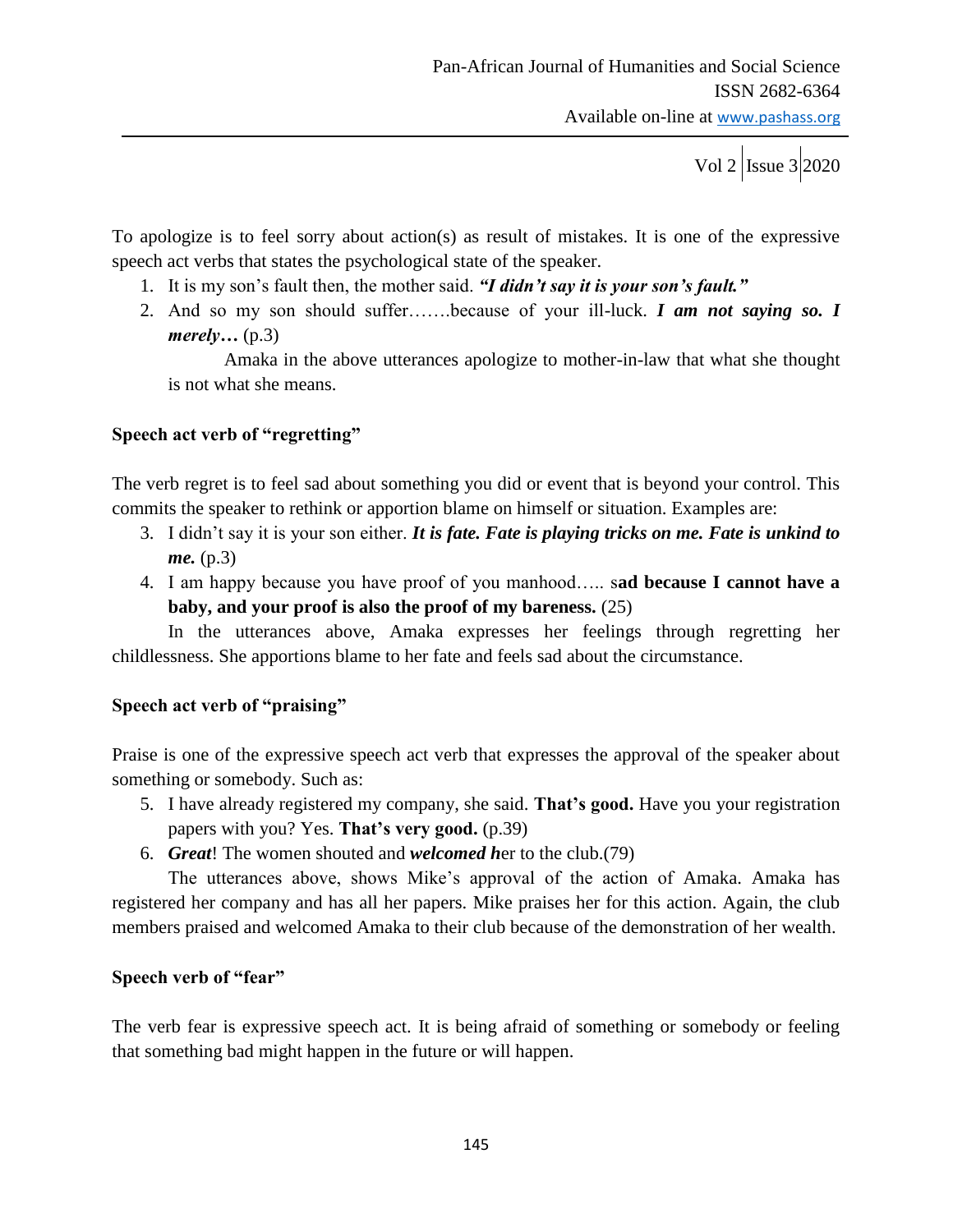To apologize is to feel sorry about action(s) as result of mistakes. It is one of the expressive speech act verbs that states the psychological state of the speaker.

1. It is my son's fault then, the mother said. ***"I didn't say it is your son's fault."***
2. And so my son should suffer…….because of your ill-luck. ***I am not saying so. I merely…*** (p.3)

   Amaka in the above utterances apologize to mother-in-law that what she thought is not what she means.

**Speech act verb of "regretting"**

The verb regret is to feel sad about something you did or event that is beyond your control. This commits the speaker to rethink or apportion blame on himself or situation. Examples are:

3. I didn't say it is your son either. ***It is fate. Fate is playing tricks on me. Fate is unkind to me.*** (p.3)
4. I am happy because you have proof of you manhood….. s**ad because I cannot have a baby, and your proof is also the proof of my bareness.** (25)

In the utterances above, Amaka expresses her feelings through regretting her childlessness. She apportions blame to her fate and feels sad about the circumstance.

**Speech act verb of "praising"**

Praise is one of the expressive speech act verb that expresses the approval of the speaker about something or somebody. Such as:

5. I have already registered my company, she said. **That's good.** Have you your registration papers with you? Yes. **That's very good.** (p.39)
6. ***Great***! The women shouted and ***welcomed h***er to the club.(79)

The utterances above, shows Mike's approval of the action of Amaka. Amaka has registered her company and has all her papers. Mike praises her for this action. Again, the club members praised and welcomed Amaka to their club because of the demonstration of her wealth.

**Speech verb of "fear"**

The verb fear is expressive speech act. It is being afraid of something or somebody or feeling that something bad might happen in the future or will happen.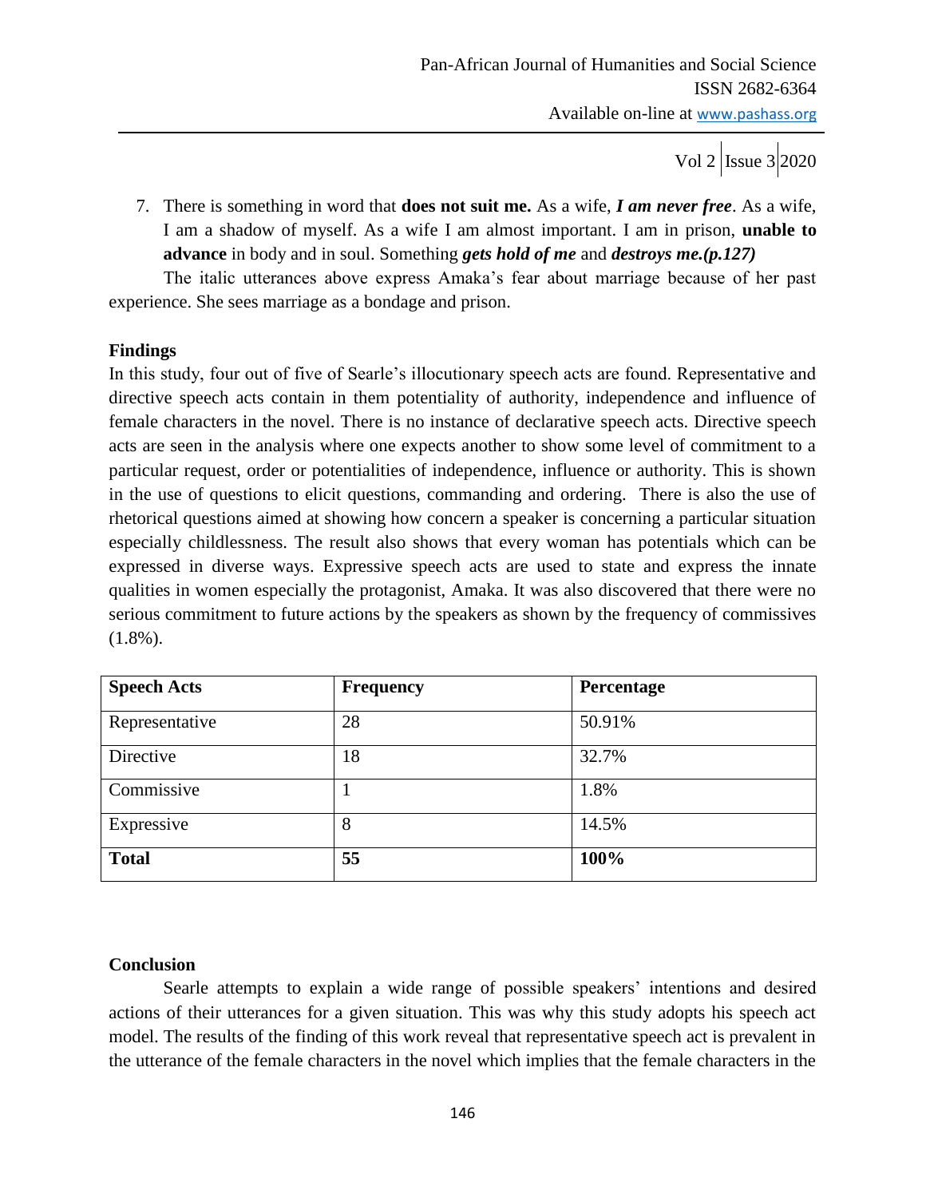7. There is something in word that **does not suit me.** As a wife, ***I am never free***. As a wife, I am a shadow of myself. As a wife I am almost important. I am in prison, **unable to advance** in body and in soul. Something ***gets hold of me*** and ***destroys me.(p.127)***

The italic utterances above express Amaka's fear about marriage because of her past experience. She sees marriage as a bondage and prison.

**Findings**

In this study, four out of five of Searle's illocutionary speech acts are found. Representative and directive speech acts contain in them potentiality of authority, independence and influence of female characters in the novel. There is no instance of declarative speech acts. Directive speech acts are seen in the analysis where one expects another to show some level of commitment to a particular request, order or potentialities of independence, influence or authority. This is shown in the use of questions to elicit questions, commanding and ordering. There is also the use of rhetorical questions aimed at showing how concern a speaker is concerning a particular situation especially childlessness. The result also shows that every woman has potentials which can be expressed in diverse ways. Expressive speech acts are used to state and express the innate qualities in women especially the protagonist, Amaka. It was also discovered that there were no serious commitment to future actions by the speakers as shown by the frequency of commissives (1.8%).

| **Speech Acts** | **Frequency** | **Percentage** |
|---|---|---|
| Representative | 28 | 50.91% |
| Directive | 18 | 32.7% |
| Commissive | 1 | 1.8% |
| Expressive | 8 | 14.5% |
| **Total** | **55** | **100%** |

**Conclusion**

Searle attempts to explain a wide range of possible speakers' intentions and desired actions of their utterances for a given situation. This was why this study adopts his speech act model. The results of the finding of this work reveal that representative speech act is prevalent in the utterance of the female characters in the novel which implies that the female characters in the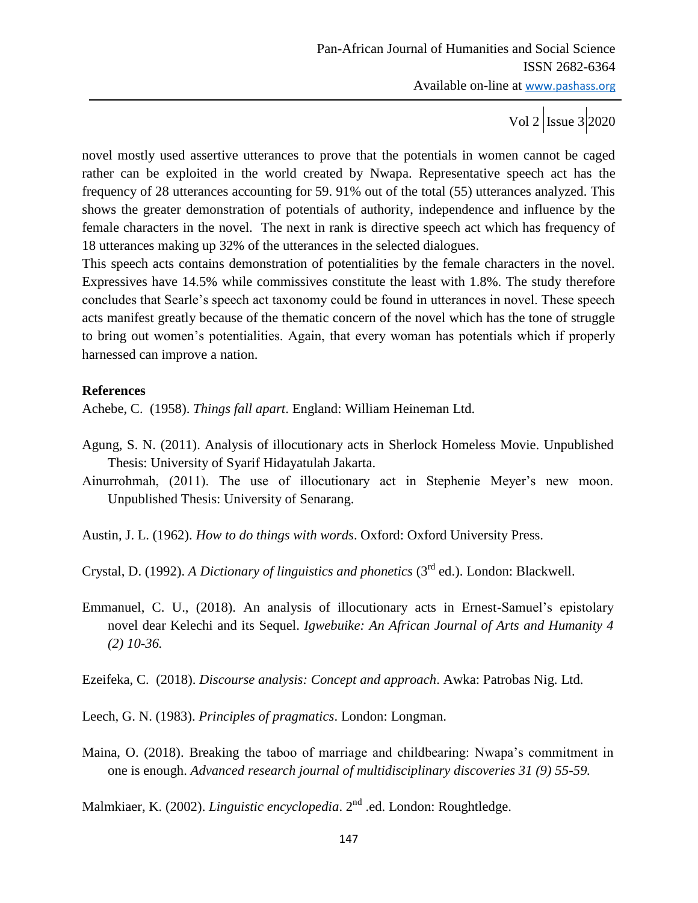novel mostly used assertive utterances to prove that the potentials in women cannot be caged rather can be exploited in the world created by Nwapa. Representative speech act has the frequency of 28 utterances accounting for 59. 91% out of the total (55) utterances analyzed. This shows the greater demonstration of potentials of authority, independence and influence by the female characters in the novel. The next in rank is directive speech act which has frequency of 18 utterances making up 32% of the utterances in the selected dialogues.

This speech acts contains demonstration of potentialities by the female characters in the novel. Expressives have 14.5% while commissives constitute the least with 1.8%. The study therefore concludes that Searle's speech act taxonomy could be found in utterances in novel. These speech acts manifest greatly because of the thematic concern of the novel which has the tone of struggle to bring out women's potentialities. Again, that every woman has potentials which if properly harnessed can improve a nation.

**References**

Achebe, C. (1958). *Things fall apart*. England: William Heineman Ltd.

Agung, S. N. (2011). Analysis of illocutionary acts in Sherlock Homeless Movie. Unpublished Thesis: University of Syarif Hidayatulah Jakarta.

Ainurrohmah, (2011). The use of illocutionary act in Stephenie Meyer's new moon. Unpublished Thesis: University of Senarang.

Austin, J. L. (1962). *How to do things with words*. Oxford: Oxford University Press.

Crystal, D. (1992). *A Dictionary of linguistics and phonetics* (3rd ed.). London: Blackwell.

Emmanuel, C. U., (2018). An analysis of illocutionary acts in Ernest-Samuel's epistolary novel dear Kelechi and its Sequel. *Igwebuike: An African Journal of Arts and Humanity 4 (2) 10-36.*

Ezeifeka, C. (2018). *Discourse analysis: Concept and approach*. Awka: Patrobas Nig. Ltd.

Leech, G. N. (1983). *Principles of pragmatics*. London: Longman.

Maina, O. (2018). Breaking the taboo of marriage and childbearing: Nwapa's commitment in one is enough. *Advanced research journal of multidisciplinary discoveries 31 (9) 55-59.*

Malmkiaer, K. (2002). *Linguistic encyclopedia*. 2nd .ed. London: Roughtledge.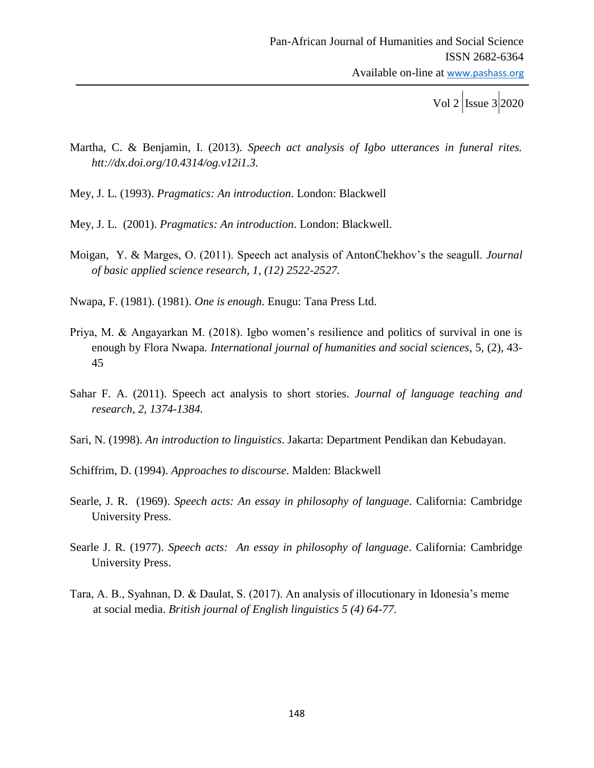Martha, C. & Benjamin, I. (2013). *Speech act analysis of Igbo utterances in funeral rites. htt://dx.doi.org/10.4314/og.v12i1.3.*

Mey, J. L. (1993). *Pragmatics: An introduction*. London: Blackwell

Mey, J. L. (2001). *Pragmatics: An introduction*. London: Blackwell.

Moigan, Y. & Marges, O. (2011). Speech act analysis of AntonChekhov's the seagull. *Journal of basic applied science research, 1, (12) 2522-2527.*

Nwapa, F. (1981). (1981). *One is enough*. Enugu: Tana Press Ltd.

Priya, M. & Angayarkan M. (2018). Igbo women's resilience and politics of survival in one is enough by Flora Nwapa. *International journal of humanities and social sciences*, 5, (2), 43-45

Sahar F. A. (2011). Speech act analysis to short stories. *Journal of language teaching and research*, *2, 1374-1384.*

Sari, N. (1998). *An introduction to linguistics*. Jakarta: Department Pendikan dan Kebudayan.

Schiffrim, D. (1994). *Approaches to discourse*. Malden: Blackwell

Searle, J. R. (1969). *Speech acts: An essay in philosophy of language*. California: Cambridge University Press.

Searle J. R. (1977). *Speech acts: An essay in philosophy of language*. California: Cambridge University Press.

Tara, A. B., Syahnan, D. & Daulat, S. (2017). An analysis of illocutionary in Idonesia's meme at social media. *British journal of English linguistics 5 (4) 64-77.*